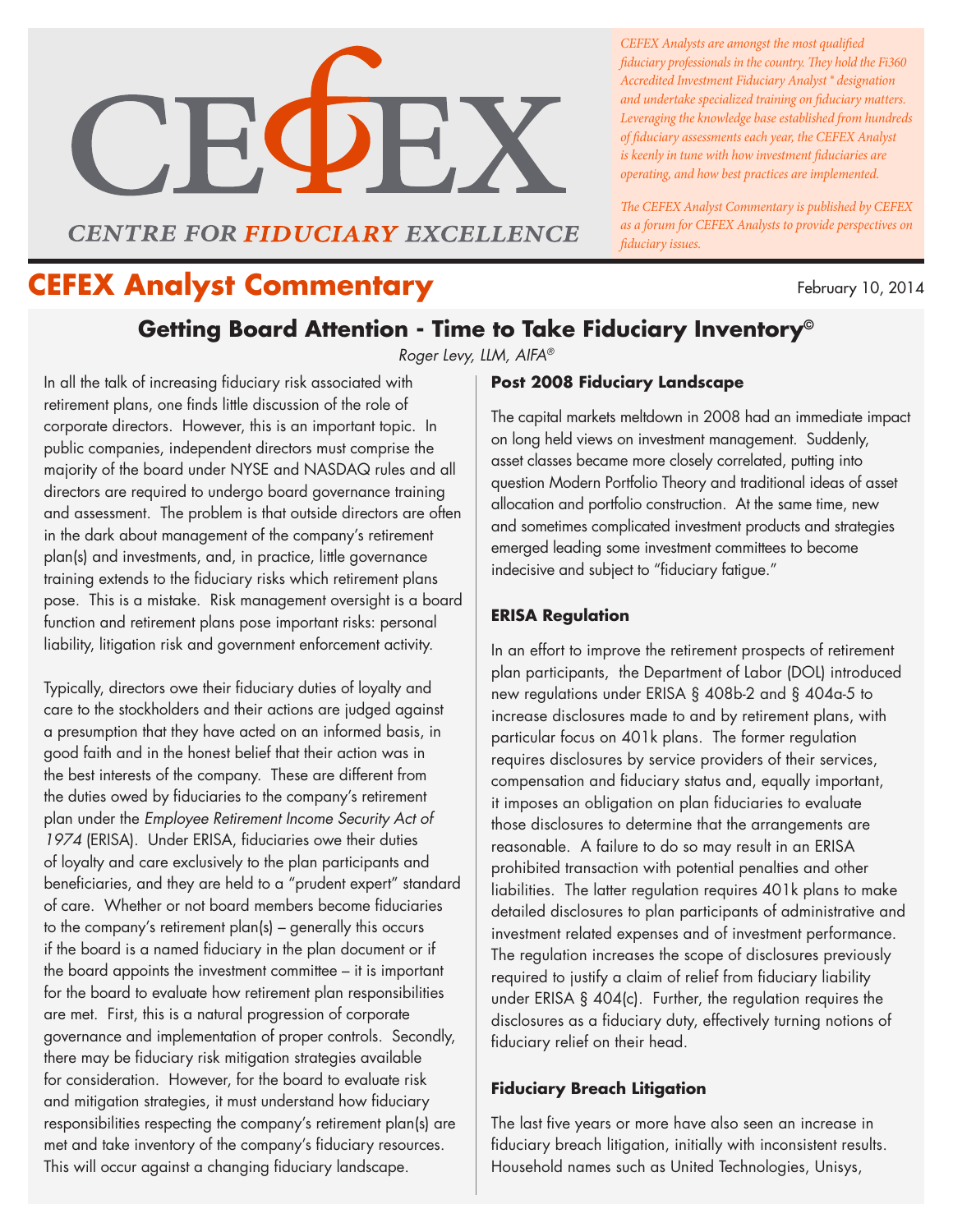# CEFEX

CENTRE FOR FIDUCIARY EXCELLENCE

*CEFEX Analysts are amongst the most qualified fiduciary professionals in the country. They hold the Fi360 Accredited Investment Fiduciary Analyst® designation and undertake specialized training on fiduciary matters. Leveraging the knowledge base established from hundreds of fiduciary assessments each year, the CEFEX Analyst is keenly in tune with how investment fiduciaries are operating, and how best practices are implemented.*

*The CEFEX Analyst Commentary is published by CEFEX as a forum for CEFEX Analysts to provide perspectives on fiduciary issues.*

## CEFEX Analyst Commentary

February 10, 2014

## Getting Board Attention - Time to Take Fiduciary Inventory©

*Roger Levy, LLM, AIFA®*

In all the talk of increasing fiduciary risk associated with retirement plans, one finds little discussion of the role of corporate directors. However, this is an important topic. In public companies, independent directors must comprise the majority of the board under NYSE and NASDAQ rules and all directors are required to undergo board governance training and assessment. The problem is that outside directors are often in the dark about management of the company's retirement plan(s) and investments, and, in practice, little governance training extends to the fiduciary risks which retirement plans pose. This is a mistake. Risk management oversight is a board function and retirement plans pose important risks: personal liability, litigation risk and government enforcement activity.

Typically, directors owe their fiduciary duties of loyalty and care to the stockholders and their actions are judged against a presumption that they have acted on an informed basis, in good faith and in the honest belief that their action was in the best interests of the company. These are different from the duties owed by fiduciaries to the company's retirement plan under the *Employee Retirement Income Security Act of 1974* (ERISA). Under ERISA, fiduciaries owe their duties of loyalty and care exclusively to the plan participants and beneficiaries, and they are held to a "prudent expert" standard of care. Whether or not board members become fiduciaries to the company's retirement plan(s) – generally this occurs if the board is a named fiduciary in the plan document or if the board appoints the investment committee – it is important for the board to evaluate how retirement plan responsibilities are met. First, this is a natural progression of corporate governance and implementation of proper controls. Secondly, there may be fiduciary risk mitigation strategies available for consideration. However, for the board to evaluate risk and mitigation strategies, it must understand how fiduciary responsibilities respecting the company's retirement plan(s) are met and take inventory of the company's fiduciary resources. This will occur against a changing fiduciary landscape.

### Post 2008 Fiduciary Landscape

The capital markets meltdown in 2008 had an immediate impact on long held views on investment management. Suddenly, asset classes became more closely correlated, putting into question Modern Portfolio Theory and traditional ideas of asset allocation and portfolio construction. At the same time, new and sometimes complicated investment products and strategies emerged leading some investment committees to become indecisive and subject to "fiduciary fatigue."

### ERISA Regulation

In an effort to improve the retirement prospects of retirement plan participants, the Department of Labor (DOL) introduced new regulations under ERISA § 408b-2 and § 404a-5 to increase disclosures made to and by retirement plans, with particular focus on 401k plans. The former regulation requires disclosures by service providers of their services, compensation and fiduciary status and, equally important, it imposes an obligation on plan fiduciaries to evaluate those disclosures to determine that the arrangements are reasonable. A failure to do so may result in an ERISA prohibited transaction with potential penalties and other liabilities. The latter regulation requires 401k plans to make detailed disclosures to plan participants of administrative and investment related expenses and of investment performance. The regulation increases the scope of disclosures previously required to justify a claim of relief from fiduciary liability under ERISA § 404(c). Further, the regulation requires the disclosures as a fiduciary duty, effectively turning notions of fiduciary relief on their head.

### Fiduciary Breach Litigation

The last five years or more have also seen an increase in fiduciary breach litigation, initially with inconsistent results. Household names such as United Technologies, Unisys,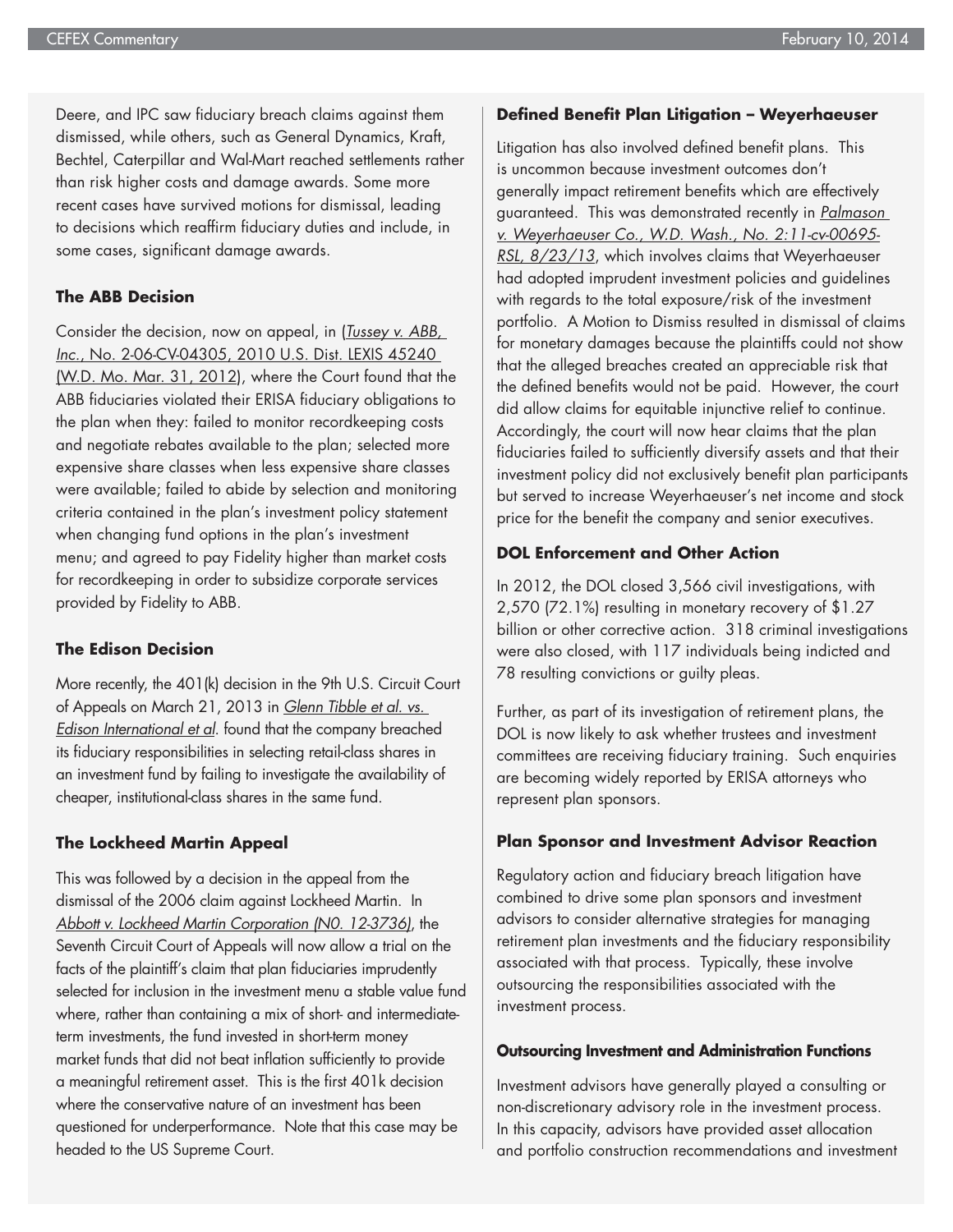Deere, and IPC saw fiduciary breach claims against them dismissed, while others, such as General Dynamics, Kraft, Bechtel, Caterpillar and Wal-Mart reached settlements rather than risk higher costs and damage awards. Some more recent cases have survived motions for dismissal, leading to decisions which reaffirm fiduciary duties and include, in some cases, significant damage awards.

### The ABB Decision

Consider the decision, now on appeal, in (*Tussey v. ABB, Inc.*, No. 2-06-CV-04305, 2010 U.S. Dist. LEXIS 45240 (W.D. Mo. Mar. 31, 2012), where the Court found that the ABB fiduciaries violated their ERISA fiduciary obligations to the plan when they: failed to monitor recordkeeping costs and negotiate rebates available to the plan; selected more expensive share classes when less expensive share classes were available; failed to abide by selection and monitoring criteria contained in the plan's investment policy statement when changing fund options in the plan's investment menu; and agreed to pay Fidelity higher than market costs for recordkeeping in order to subsidize corporate services provided by Fidelity to ABB.

### The Edison Decision

More recently, the 401(k) decision in the 9th U.S. Circuit Court of Appeals on March 21, 2013 in *Glenn Tibble et al. vs. Edison International et al*. found that the company breached its fiduciary responsibilities in selecting retail-class shares in an investment fund by failing to investigate the availability of cheaper, institutional-class shares in the same fund.

### The Lockheed Martin Appeal

This was followed by a decision in the appeal from the dismissal of the 2006 claim against Lockheed Martin. In *Abbott v. Lockheed Martin Corporation (N0. 12-3736)*, the Seventh Circuit Court of Appeals will now allow a trial on the facts of the plaintiff's claim that plan fiduciaries imprudently selected for inclusion in the investment menu a stable value fund where, rather than containing a mix of short- and intermediate-term investments, the fund invested in short-term money market funds that did not beat inflation sufficiently to provide a meaningful retirement asset. This is the first 401k decision where the conservative nature of an investment has been questioned for underperformance. Note that this case may be headed to the US Supreme Court.

### Defined Benefit Plan Litigation – Weyerhaeuser

Litigation has also involved defined benefit plans. This is uncommon because investment outcomes don't generally impact retirement benefits which are effectively guaranteed. This was demonstrated recently in *Palmason v. Weyerhaeuser Co., W.D. Wash., No. 2:11-cv-00695-RSL, 8/23/13*, which involves claims that Weyerhaeuser had adopted imprudent investment policies and guidelines with regards to the total exposure/risk of the investment portfolio. A Motion to Dismiss resulted in dismissal of claims for monetary damages because the plaintiffs could not show that the alleged breaches created an appreciable risk that the defined benefits would not be paid. However, the court did allow claims for equitable injunctive relief to continue. Accordingly, the court will now hear claims that the plan fiduciaries failed to sufficiently diversify assets and that their investment policy did not exclusively benefit plan participants but served to increase Weyerhaeuser's net income and stock price for the benefit the company and senior executives.

### DOL Enforcement and Other Action

In 2012, the DOL closed 3,566 civil investigations, with 2,570 (72.1%) resulting in monetary recovery of $1.27 billion or other corrective action. 318 criminal investigations were also closed, with 117 individuals being indicted and 78 resulting convictions or guilty pleas.

Further, as part of its investigation of retirement plans, the DOL is now likely to ask whether trustees and investment committees are receiving fiduciary training. Such enquiries are becoming widely reported by ERISA attorneys who represent plan sponsors.

### Plan Sponsor and Investment Advisor Reaction

Regulatory action and fiduciary breach litigation have combined to drive some plan sponsors and investment advisors to consider alternative strategies for managing retirement plan investments and the fiduciary responsibility associated with that process. Typically, these involve outsourcing the responsibilities associated with the investment process.

#### Outsourcing Investment and Administration Functions

Investment advisors have generally played a consulting or non-discretionary advisory role in the investment process. In this capacity, advisors have provided asset allocation and portfolio construction recommendations and investment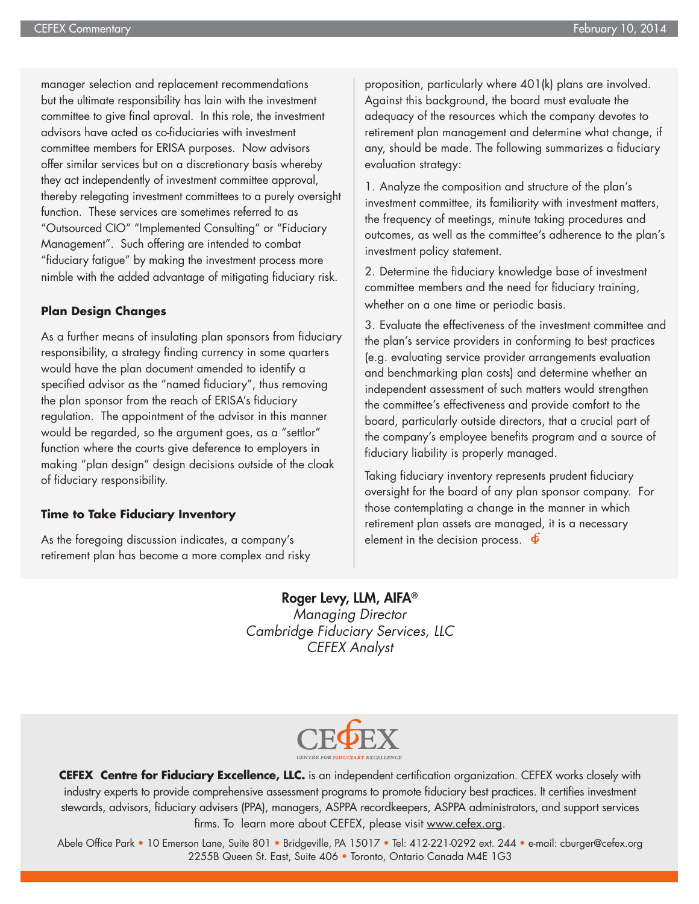manager selection and replacement recommendations but the ultimate responsibility has lain with the investment committee to give final aproval. In this role, the investment advisors have acted as co-fiduciaries with investment committee members for ERISA purposes. Now advisors offer similar services but on a discretionary basis whereby they act independently of investment committee approval, thereby relegating investment committees to a purely oversight function. These services are sometimes referred to as "Outsourced CIO" "Implemented Consulting" or "Fiduciary Management". Such offering are intended to combat "fiduciary fatigue" by making the investment process more nimble with the added advantage of mitigating fiduciary risk.

**Plan Design Changes**

As a further means of insulating plan sponsors from fiduciary responsibility, a strategy finding currency in some quarters would have the plan document amended to identify a specified advisor as the "named fiduciary", thus removing the plan sponsor from the reach of ERISA's fiduciary regulation. The appointment of the advisor in this manner would be regarded, so the argument goes, as a "settlor" function where the courts give deference to employers in making "plan design" design decisions outside of the cloak of fiduciary responsibility.

**Time to Take Fiduciary Inventory**

As the foregoing discussion indicates, a company's retirement plan has become a more complex and risky proposition, particularly where 401(k) plans are involved. Against this background, the board must evaluate the adequacy of the resources which the company devotes to retirement plan management and determine what change, if any, should be made. The following summarizes a fiduciary evaluation strategy:

1. Analyze the composition and structure of the plan's investment committee, its familiarity with investment matters, the frequency of meetings, minute taking procedures and outcomes, as well as the committee's adherence to the plan's investment policy statement.

2. Determine the fiduciary knowledge base of investment committee members and the need for fiduciary training, whether on a one time or periodic basis.

3. Evaluate the effectiveness of the investment committee and the plan's service providers in conforming to best practices (e.g. evaluating service provider arrangements evaluation and benchmarking plan costs) and determine whether an independent assessment of such matters would strengthen the committee's effectiveness and provide comfort to the board, particularly outside directors, that a crucial part of the company's employee benefits program and a source of fiduciary liability is properly managed.

Taking fiduciary inventory represents prudent fiduciary oversight for the board of any plan sponsor company. For those contemplating a change in the manner in which retirement plan assets are managed, it is a necessary element in the decision process.

**Roger Levy, LLM, AIFA®**
*Managing Director*
*Cambridge Fiduciary Services, LLC*
*CEFEX Analyst*

CEFEX
CENTRE FOR FIDUCIARY EXCELLENCE

**CEFEX Centre for Fiduciary Excellence, LLC.** is an independent certification organization. CEFEX works closely with industry experts to provide comprehensive assessment programs to promote fiduciary best practices. It certifies investment stewards, advisors, fiduciary advisers (PPA), managers, ASPPA recordkeepers, ASPPA administrators, and support services firms. To learn more about CEFEX, please visit www.cefex.org.

Abele Office Park • 10 Emerson Lane, Suite 801 • Bridgeville, PA 15017 • Tel: 412-221-0292 ext. 244 • e-mail: cburger@cefex.org
2255B Queen St. East, Suite 406 • Toronto, Ontario Canada M4E 1G3